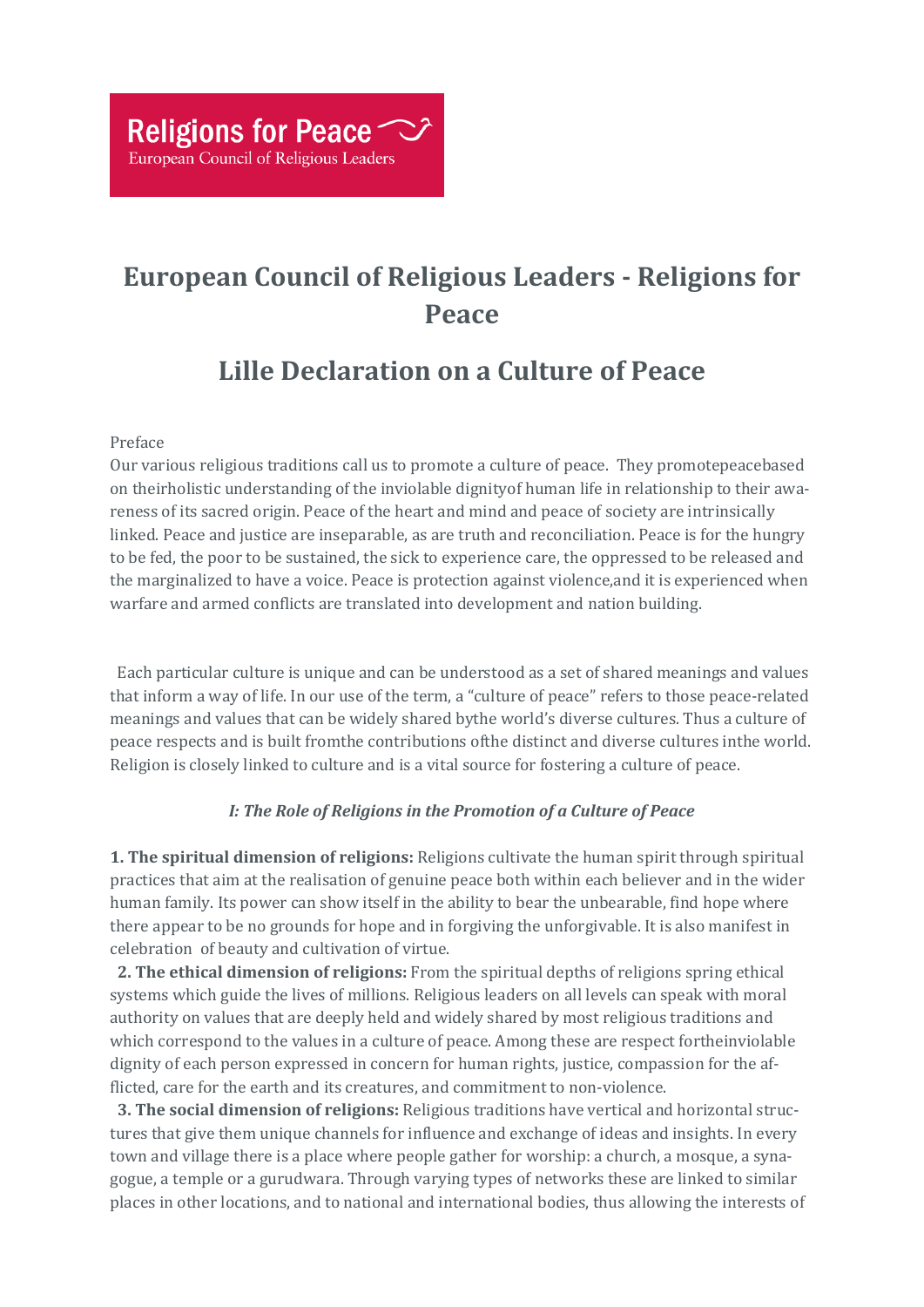Religions for Peace
European Council of Religious Leaders

# European Council of Religious Leaders - Religions for Peace

## Lille Declaration on a Culture of Peace

Preface

Our various religious traditions call us to promote a culture of peace. They promotepeacebased on theirholistic understanding of the inviolable dignityof human life in relationship to their awareness of its sacred origin. Peace of the heart and mind and peace of society are intrinsically linked. Peace and justice are inseparable, as are truth and reconciliation. Peace is for the hungry to be fed, the poor to be sustained, the sick to experience care, the oppressed to be released and the marginalized to have a voice. Peace is protection against violence,and it is experienced when warfare and armed conflicts are translated into development and nation building.

Each particular culture is unique and can be understood as a set of shared meanings and values that inform a way of life. In our use of the term, a "culture of peace" refers to those peace-related meanings and values that can be widely shared bythe world's diverse cultures. Thus a culture of peace respects and is built fromthe contributions ofthe distinct and diverse cultures inthe world. Religion is closely linked to culture and is a vital source for fostering a culture of peace.

### *I: The Role of Religions in the Promotion of a Culture of Peace*

**1. The spiritual dimension of religions:** Religions cultivate the human spirit through spiritual practices that aim at the realisation of genuine peace both within each believer and in the wider human family. Its power can show itself in the ability to bear the unbearable, find hope where there appear to be no grounds for hope and in forgiving the unforgivable. It is also manifest in celebration of beauty and cultivation of virtue.

**2. The ethical dimension of religions:** From the spiritual depths of religions spring ethical systems which guide the lives of millions. Religious leaders on all levels can speak with moral authority on values that are deeply held and widely shared by most religious traditions and which correspond to the values in a culture of peace. Among these are respect fortheinviolable dignity of each person expressed in concern for human rights, justice, compassion for the afflicted, care for the earth and its creatures, and commitment to non-violence.

**3. The social dimension of religions:** Religious traditions have vertical and horizontal structures that give them unique channels for influence and exchange of ideas and insights. In every town and village there is a place where people gather for worship: a church, a mosque, a synagogue, a temple or a gurudwara. Through varying types of networks these are linked to similar places in other locations, and to national and international bodies, thus allowing the interests of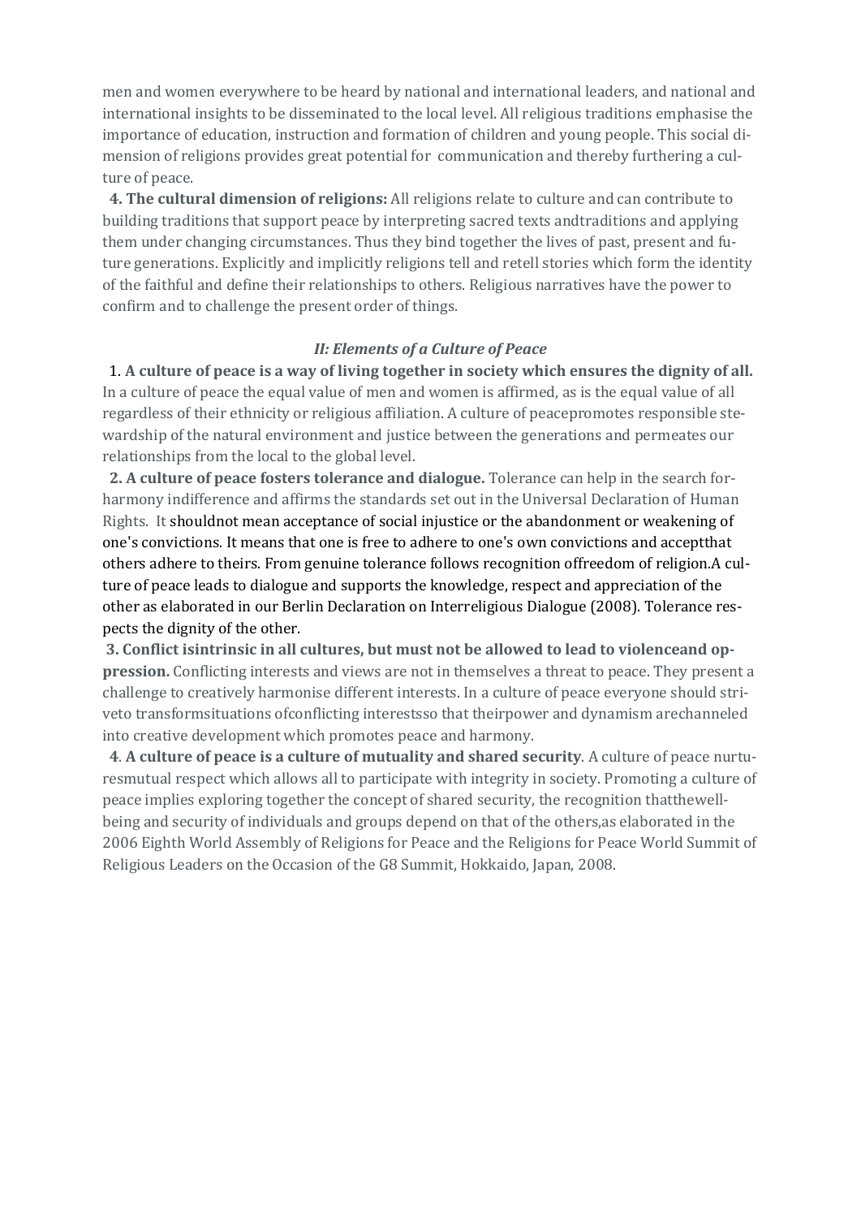men and women everywhere to be heard by national and international leaders, and national and international insights to be disseminated to the local level. All religious traditions emphasise the importance of education, instruction and formation of children and young people. This social dimension of religions provides great potential for communication and thereby furthering a culture of peace.

**4. The cultural dimension of religions:** All religions relate to culture and can contribute to building traditions that support peace by interpreting sacred texts andtraditions and applying them under changing circumstances. Thus they bind together the lives of past, present and future generations. Explicitly and implicitly religions tell and retell stories which form the identity of the faithful and define their relationships to others. Religious narratives have the power to confirm and to challenge the present order of things.

### *II: Elements of a Culture of Peace*

1. **A culture of peace is a way of living together in society which ensures the dignity of all.** In a culture of peace the equal value of men and women is affirmed, as is the equal value of all regardless of their ethnicity or religious affiliation. A culture of peacepromotes responsible stewardship of the natural environment and justice between the generations and permeates our relationships from the local to the global level.

**2. A culture of peace fosters tolerance and dialogue.** Tolerance can help in the search forharmony indifference and affirms the standards set out in the Universal Declaration of Human Rights. It shouldnot mean acceptance of social injustice or the abandonment or weakening of one's convictions. It means that one is free to adhere to one's own convictions and acceptthat others adhere to theirs. From genuine tolerance follows recognition offreedom of religion.A culture of peace leads to dialogue and supports the knowledge, respect and appreciation of the other as elaborated in our Berlin Declaration on Interreligious Dialogue (2008). Tolerance respects the dignity of the other.

**3. Conflict isintrinsic in all cultures, but must not be allowed to lead to violenceand oppression.** Conflicting interests and views are not in themselves a threat to peace. They present a challenge to creatively harmonise different interests. In a culture of peace everyone should striveto transformsituations ofconflicting interestsso that theirpower and dynamism arechanneled into creative development which promotes peace and harmony.

**4**. **A culture of peace is a culture of mutuality and shared security**. A culture of peace nurturesmutual respect which allows all to participate with integrity in society. Promoting a culture of peace implies exploring together the concept of shared security, the recognition thatthewell-being and security of individuals and groups depend on that of the others,as elaborated in the 2006 Eighth World Assembly of Religions for Peace and the Religions for Peace World Summit of Religious Leaders on the Occasion of the G8 Summit, Hokkaido, Japan, 2008.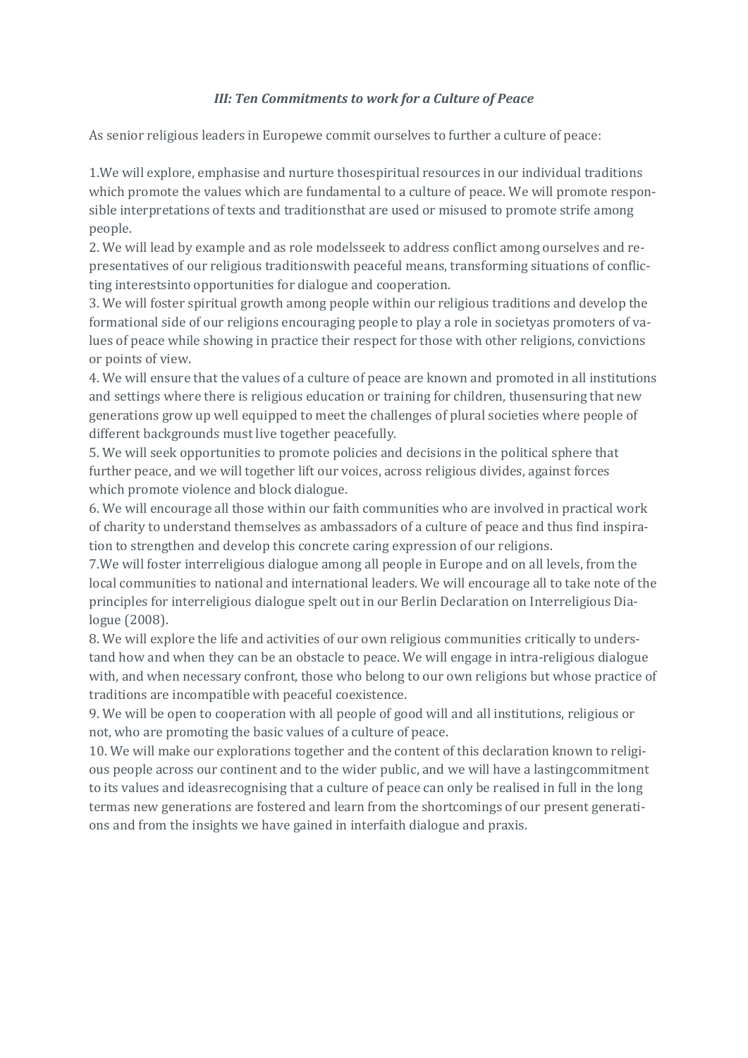### *III: Ten Commitments to work for a Culture of Peace*

As senior religious leaders in Europewe commit ourselves to further a culture of peace:

1.We will explore, emphasise and nurture thosespiritual resources in our individual traditions which promote the values which are fundamental to a culture of peace. We will promote responsible interpretations of texts and traditionsthat are used or misused to promote strife among people.
2. We will lead by example and as role modelsseek to address conflict among ourselves and representatives of our religious traditionswith peaceful means, transforming situations of conflicting interestsinto opportunities for dialogue and cooperation.
3. We will foster spiritual growth among people within our religious traditions and develop the formational side of our religions encouraging people to play a role in societyas promoters of values of peace while showing in practice their respect for those with other religions, convictions or points of view.
4. We will ensure that the values of a culture of peace are known and promoted in all institutions and settings where there is religious education or training for children, thusensuring that new generations grow up well equipped to meet the challenges of plural societies where people of different backgrounds must live together peacefully.
5. We will seek opportunities to promote policies and decisions in the political sphere that further peace, and we will together lift our voices, across religious divides, against forces which promote violence and block dialogue.
6. We will encourage all those within our faith communities who are involved in practical work of charity to understand themselves as ambassadors of a culture of peace and thus find inspiration to strengthen and develop this concrete caring expression of our religions.
7.We will foster interreligious dialogue among all people in Europe and on all levels, from the local communities to national and international leaders. We will encourage all to take note of the principles for interreligious dialogue spelt out in our Berlin Declaration on Interreligious Dialogue (2008).
8. We will explore the life and activities of our own religious communities critically to understand how and when they can be an obstacle to peace. We will engage in intra-religious dialogue with, and when necessary confront, those who belong to our own religions but whose practice of traditions are incompatible with peaceful coexistence.
9. We will be open to cooperation with all people of good will and all institutions, religious or not, who are promoting the basic values of a culture of peace.
10. We will make our explorations together and the content of this declaration known to religious people across our continent and to the wider public, and we will have a lastingcommitment to its values and ideasrecognising that a culture of peace can only be realised in full in the long termas new generations are fostered and learn from the shortcomings of our present generations and from the insights we have gained in interfaith dialogue and praxis.